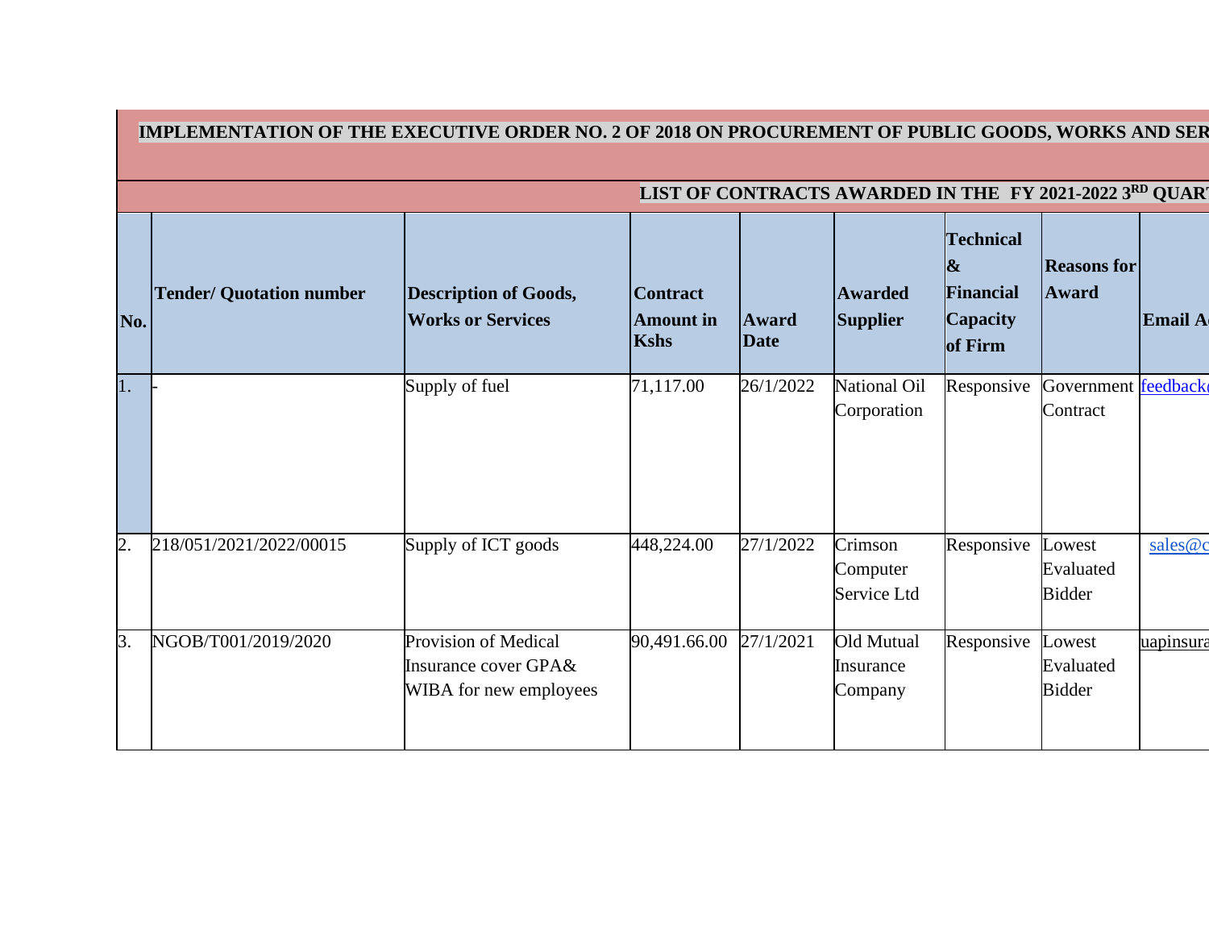**IMPLEMENTATION OF THE EXECUTIVE ORDER NO. 2 OF 2018 ON PROCUREMENT OF PUBLIC GOODS, WORKS AND SER**

**LIST OF CONTRACTS AWARDED IN THE FY 2021-2022 3RD QUAR**

| No. | Tender/ Quotation number | Description of Goods, Works or Services | Contract Amount in Kshs | Award Date | Awarded Supplier | Technical & Financial Capacity of Firm | Reasons for Award | Email A |
|---|---|---|---|---|---|---|---|---|
| 1. | - | Supply of fuel | 71,117.00 | 26/1/2022 | National Oil Corporation | Responsive | Government Contract | feedback |
| 2. | 218/051/2021/2022/00015 | Supply of ICT goods | 448,224.00 | 27/1/2022 | Crimson Computer Service Ltd | Responsive | Lowest Evaluated Bidder | sales@c |
| 3. | NGOB/T001/2019/2020 | Provision of Medical Insurance cover GPA& WIBA for new employees | 90,491.66.00 | 27/1/2021 | Old Mutual Insurance Company | Responsive | Lowest Evaluated Bidder | uapinsura |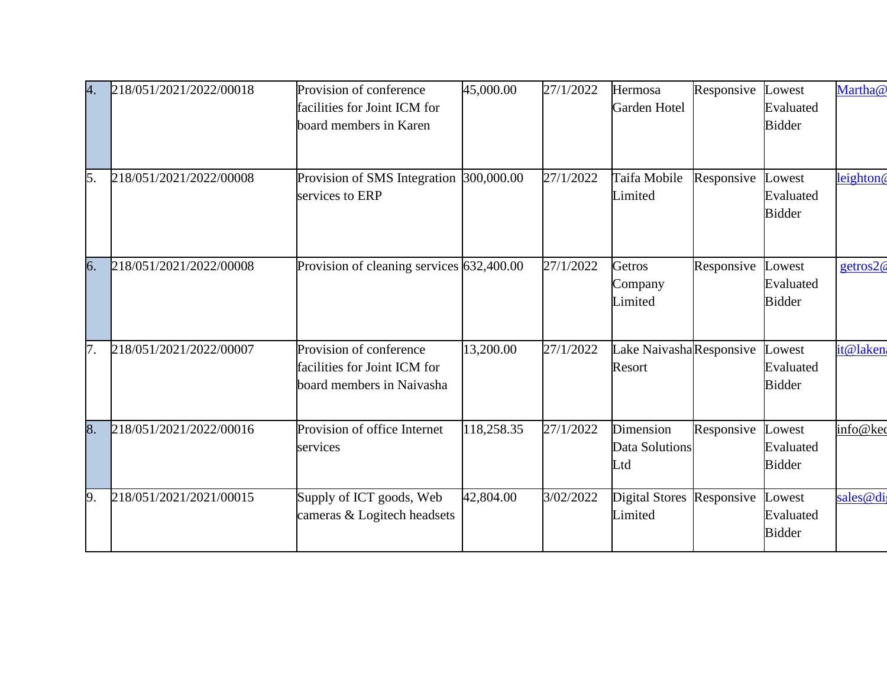| 4. | 218/051/2021/2022/00018 | Provision of conference facilities for Joint ICM for board members in Karen | 45,000.00 | 27/1/2022 | Hermosa Garden Hotel | Responsive | Lowest Evaluated Bidder | Martha@ |
|---|---|---|---|---|---|---|---|---|
| 5. | 218/051/2021/2022/00008 | Provision of SMS Integration services to ERP | 300,000.00 | 27/1/2022 | Taifa Mobile Limited | Responsive | Lowest Evaluated Bidder | leighton@ |
| 6. | 218/051/2021/2022/00008 | Provision of cleaning services | 632,400.00 | 27/1/2022 | Getros Company Limited | Responsive | Lowest Evaluated Bidder | getros2@ |
| 7. | 218/051/2021/2022/00007 | Provision of conference facilities for Joint ICM for board members in Naivasha | 13,200.00 | 27/1/2022 | Lake Naivasha Resort | Responsive | Lowest Evaluated Bidder | it@laken |
| 8. | 218/051/2021/2022/00016 | Provision of office Internet services | 118,258.35 | 27/1/2022 | Dimension Data Solutions Ltd | Responsive | Lowest Evaluated Bidder | info@ke |
| 9. | 218/051/2021/2021/00015 | Supply of ICT goods, Web cameras & Logitech headsets | 42,804.00 | 3/02/2022 | Digital Stores Limited | Responsive | Lowest Evaluated Bidder | sales@di |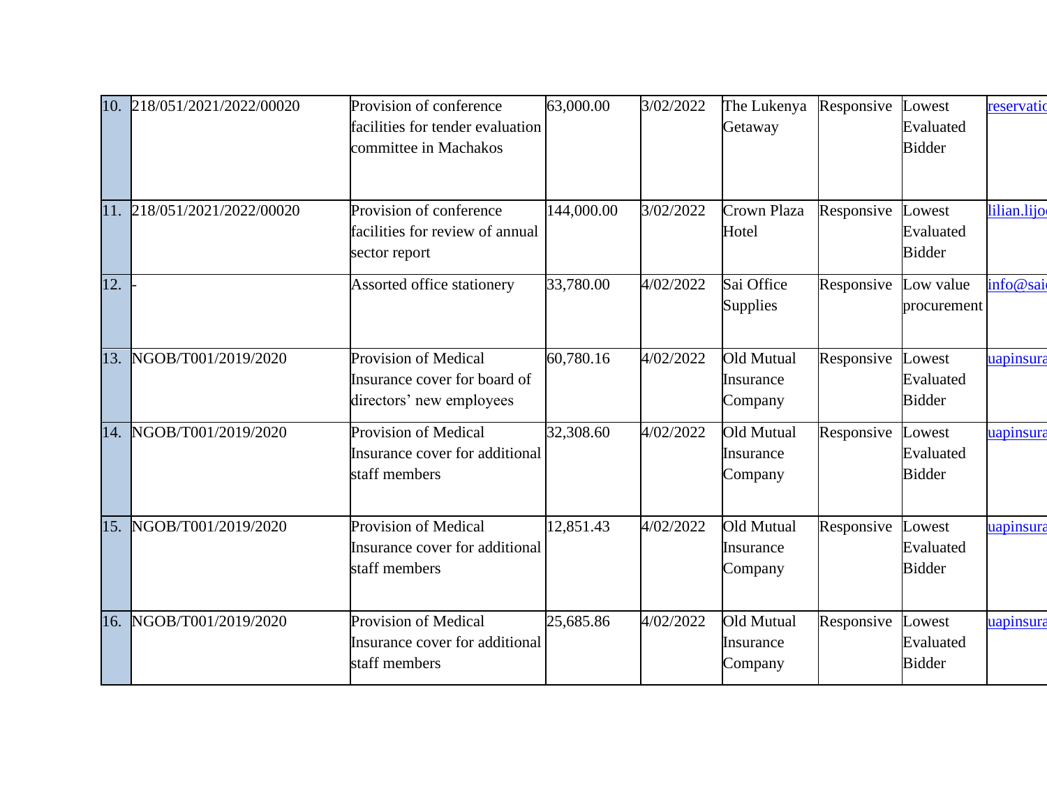| 10. | 218/051/2021/2022/00020 | Provision of conference facilities for tender evaluation committee in Machakos | 63,000.00 | 3/02/2022 | The Lukenya Getaway | Responsive | Lowest Evaluated Bidder | reservatio |
|---|---|---|---|---|---|---|---|---|
| 11. | 218/051/2021/2022/00020 | Provision of conference facilities for review of annual sector report | 144,000.00 | 3/02/2022 | Crown Plaza Hotel | Responsive | Lowest Evaluated Bidder | lilian.lijo |
| 12. | - | Assorted office stationery | 33,780.00 | 4/02/2022 | Sai Office Supplies | Responsive | Low value procurement | info@sai |
| 13. | NGOB/T001/2019/2020 | Provision of Medical Insurance cover for board of directors' new employees | 60,780.16 | 4/02/2022 | Old Mutual Insurance Company | Responsive | Lowest Evaluated Bidder | uapinsura |
| 14. | NGOB/T001/2019/2020 | Provision of Medical Insurance cover for additional staff members | 32,308.60 | 4/02/2022 | Old Mutual Insurance Company | Responsive | Lowest Evaluated Bidder | uapinsura |
| 15. | NGOB/T001/2019/2020 | Provision of Medical Insurance cover for additional staff members | 12,851.43 | 4/02/2022 | Old Mutual Insurance Company | Responsive | Lowest Evaluated Bidder | uapinsura |
| 16. | NGOB/T001/2019/2020 | Provision of Medical Insurance cover for additional staff members | 25,685.86 | 4/02/2022 | Old Mutual Insurance Company | Responsive | Lowest Evaluated Bidder | uapinsura |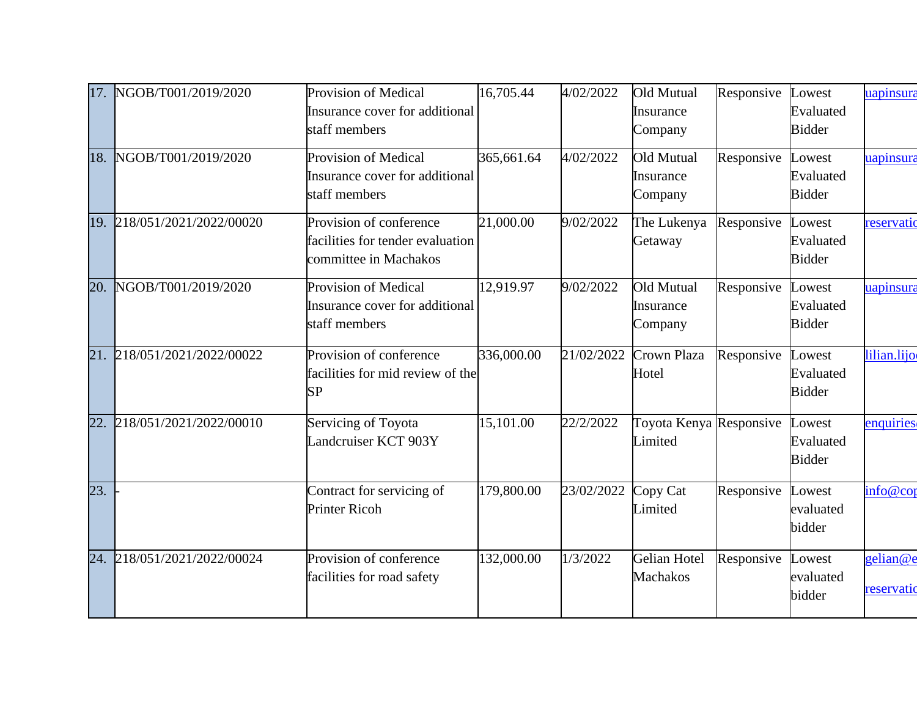| 17. | NGOB/T001/2019/2020 | Provision of Medical Insurance cover for additional staff members | 16,705.44 | 4/02/2022 | Old Mutual Insurance Company | Responsive | Lowest Evaluated Bidder | uapinsura |
|---|---|---|---|---|---|---|---|---|
| 18. | NGOB/T001/2019/2020 | Provision of Medical Insurance cover for additional staff members | 365,661.64 | 4/02/2022 | Old Mutual Insurance Company | Responsive | Lowest Evaluated Bidder | uapinsura |
| 19. | 218/051/2021/2022/00020 | Provision of conference facilities for tender evaluation committee in Machakos | 21,000.00 | 9/02/2022 | The Lukenya Getaway | Responsive | Lowest Evaluated Bidder | reservatio |
| 20. | NGOB/T001/2019/2020 | Provision of Medical Insurance cover for additional staff members | 12,919.97 | 9/02/2022 | Old Mutual Insurance Company | Responsive | Lowest Evaluated Bidder | uapinsura |
| 21. | 218/051/2021/2022/00022 | Provision of conference facilities for mid review of the SP | 336,000.00 | 21/02/2022 | Crown Plaza Hotel | Responsive | Lowest Evaluated Bidder | lilian.lijo |
| 22. | 218/051/2021/2022/00010 | Servicing of Toyota Landcruiser KCT 903Y | 15,101.00 | 22/2/2022 | Toyota Kenya Limited | Responsive | Lowest Evaluated Bidder | enquiries |
| 23. | - | Contract for servicing of Printer Ricoh | 179,800.00 | 23/02/2022 | Copy Cat Limited | Responsive | Lowest evaluated bidder | info@cop |
| 24. | 218/051/2021/2022/00024 | Provision of conference facilities for road safety | 132,000.00 | 1/3/2022 | Gelian Hotel Machakos | Responsive | Lowest evaluated bidder | gelian@e reservatio |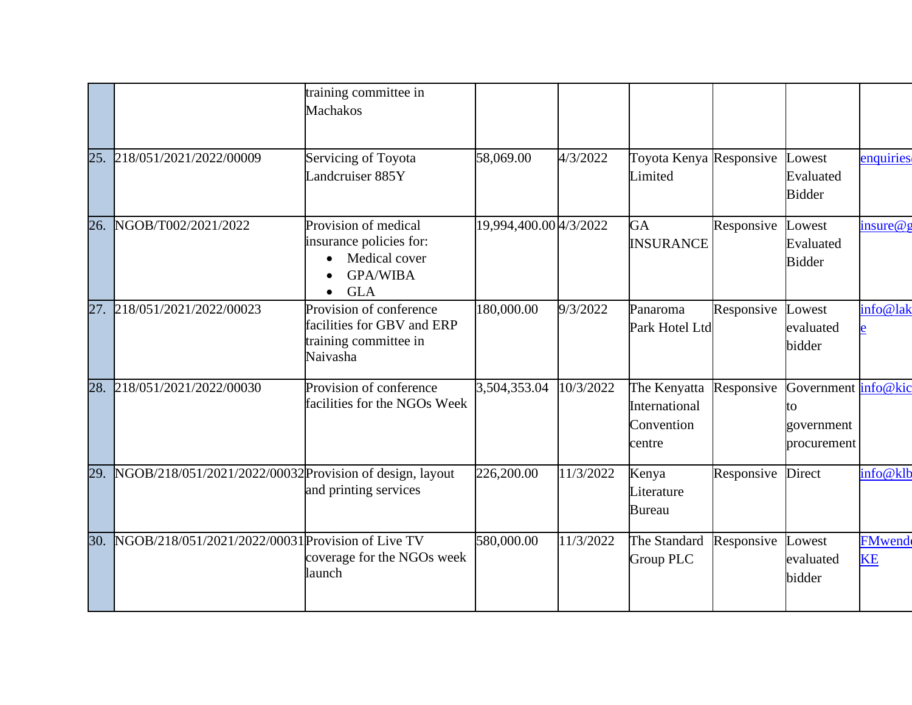| | | | | | | | | |
|---|---|---|---|---|---|---|---|---|
| | | training committee in Machakos | | | | | | |
| 25. | 218/051/2021/2022/00009 | Servicing of Toyota Landcruiser 885Y | 58,069.00 | 4/3/2022 | Toyota Kenya Limited | Responsive | Lowest Evaluated Bidder | enquiries |
| 26. | NGOB/T002/2021/2022 | Provision of medical insurance policies for: • Medical cover • GPA/WIBA • GLA | 19,994,400.00 | 4/3/2022 | GA INSURANCE | Responsive | Lowest Evaluated Bidder | insure@g |
| 27. | 218/051/2021/2022/00023 | Provision of conference facilities for GBV and ERP training committee in Naivasha | 180,000.00 | 9/3/2022 | Panaroma Park Hotel Ltd | Responsive | Lowest evaluated bidder | info@lak e |
| 28. | 218/051/2021/2022/00030 | Provision of conference facilities for the NGOs Week | 3,504,353.04 | 10/3/2022 | The Kenyatta International Convention centre | Responsive | Government to government procurement | info@kic |
| 29. | NGOB/218/051/2021/2022/00032 | Provision of design, layout and printing services | 226,200.00 | 11/3/2022 | Kenya Literature Bureau | Responsive | Direct | info@klb |
| 30. | NGOB/218/051/2021/2022/00031 | Provision of Live TV coverage for the NGOs week launch | 580,000.00 | 11/3/2022 | The Standard Group PLC | Responsive | Lowest evaluated bidder | FMwend KE |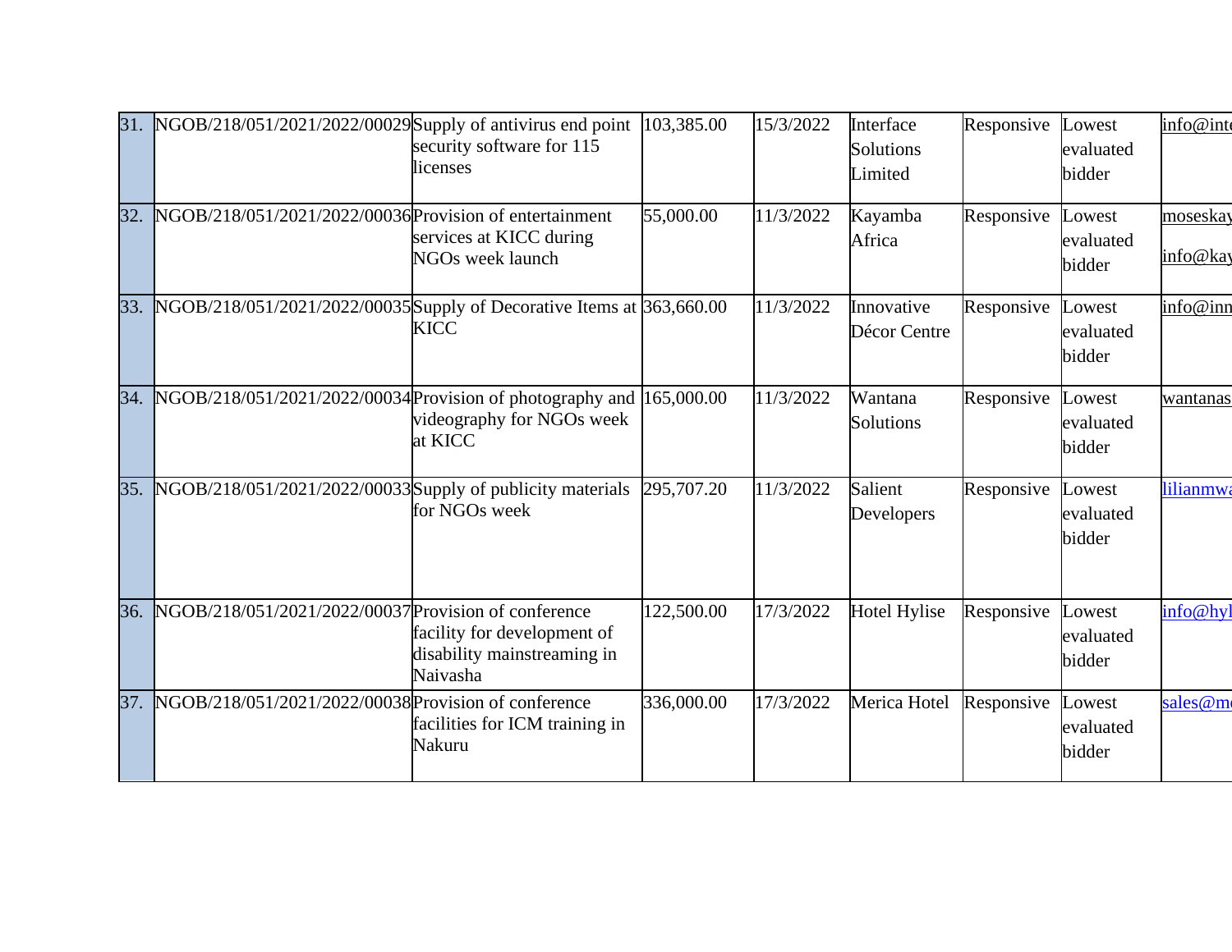| 31. | NGOB/218/051/2021/2022/00029 | Supply of antivirus end point security software for 115 licenses | 103,385.00 | 15/3/2022 | Interface Solutions Limited | Responsive | Lowest evaluated bidder | info@inte |
|---|---|---|---|---|---|---|---|---|
| 32. | NGOB/218/051/2021/2022/00036 | Provision of entertainment services at KICC during NGOs week launch | 55,000.00 | 11/3/2022 | Kayamba Africa | Responsive | Lowest evaluated bidder | moseskay info@kay |
| 33. | NGOB/218/051/2021/2022/00035 | Supply of Decorative Items at KICC | 363,660.00 | 11/3/2022 | Innovative Décor Centre | Responsive | Lowest evaluated bidder | info@inn |
| 34. | NGOB/218/051/2021/2022/00034 | Provision of photography and videography for NGOs week at KICC | 165,000.00 | 11/3/2022 | Wantana Solutions | Responsive | Lowest evaluated bidder | wantanas |
| 35. | NGOB/218/051/2021/2022/00033 | Supply of publicity materials for NGOs week | 295,707.20 | 11/3/2022 | Salient Developers | Responsive | Lowest evaluated bidder | lilianmwa |
| 36. | NGOB/218/051/2021/2022/00037 | Provision of conference facility for development of disability mainstreaming in Naivasha | 122,500.00 | 17/3/2022 | Hotel Hylise | Responsive | Lowest evaluated bidder | info@hyl |
| 37. | NGOB/218/051/2021/2022/00038 | Provision of conference facilities for ICM training in Nakuru | 336,000.00 | 17/3/2022 | Merica Hotel | Responsive | Lowest evaluated bidder | sales@me |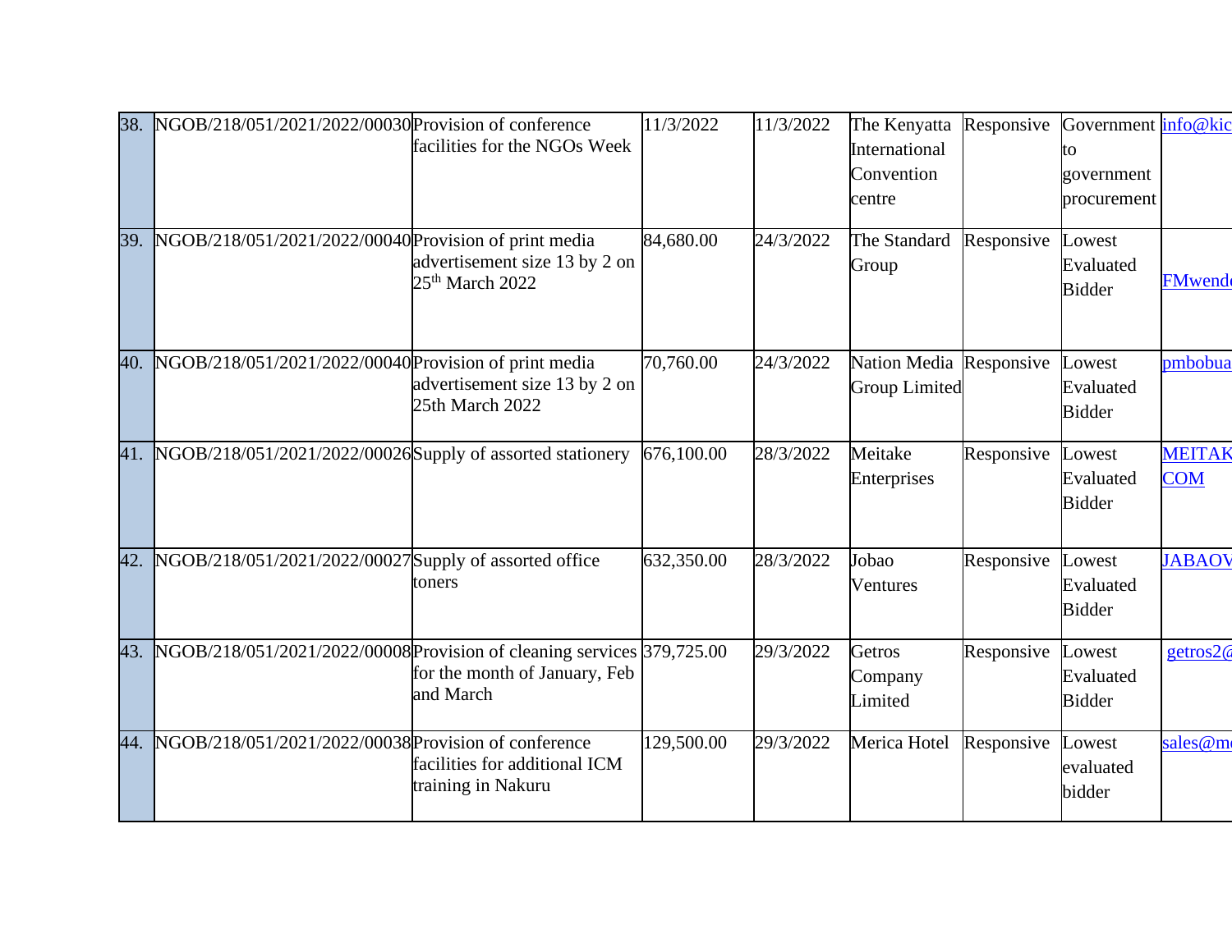| | | | | | | | | |
|---|---|---|---|---|---|---|---|---|
| 38. | NGOB/218/051/2021/2022/00030 | Provision of conference facilities for the NGOs Week | 11/3/2022 | 11/3/2022 | The Kenyatta International Convention centre | Responsive | Government to government procurement | info@kic |
| 39. | NGOB/218/051/2021/2022/00040 | Provision of print media advertisement size 13 by 2 on 25th March 2022 | 84,680.00 | 24/3/2022 | The Standard Group | Responsive | Lowest Evaluated Bidder | FMwend |
| 40. | NGOB/218/051/2021/2022/00040 | Provision of print media advertisement size 13 by 2 on 25th March 2022 | 70,760.00 | 24/3/2022 | Nation Media Group Limited | Responsive | Lowest Evaluated Bidder | pmbobua |
| 41. | NGOB/218/051/2021/2022/00026 | Supply of assorted stationery | 676,100.00 | 28/3/2022 | Meitake Enterprises | Responsive | Lowest Evaluated Bidder | MEITAK COM |
| 42. | NGOB/218/051/2021/2022/00027 | Supply of assorted office toners | 632,350.00 | 28/3/2022 | Jobao Ventures | Responsive | Lowest Evaluated Bidder | JABAOV |
| 43. | NGOB/218/051/2021/2022/00008 | Provision of cleaning services for the month of January, Feb and March | 379,725.00 | 29/3/2022 | Getros Company Limited | Responsive | Lowest Evaluated Bidder | getros2@ |
| 44. | NGOB/218/051/2021/2022/00038 | Provision of conference facilities for additional ICM training in Nakuru | 129,500.00 | 29/3/2022 | Merica Hotel | Responsive | Lowest evaluated bidder | sales@m |